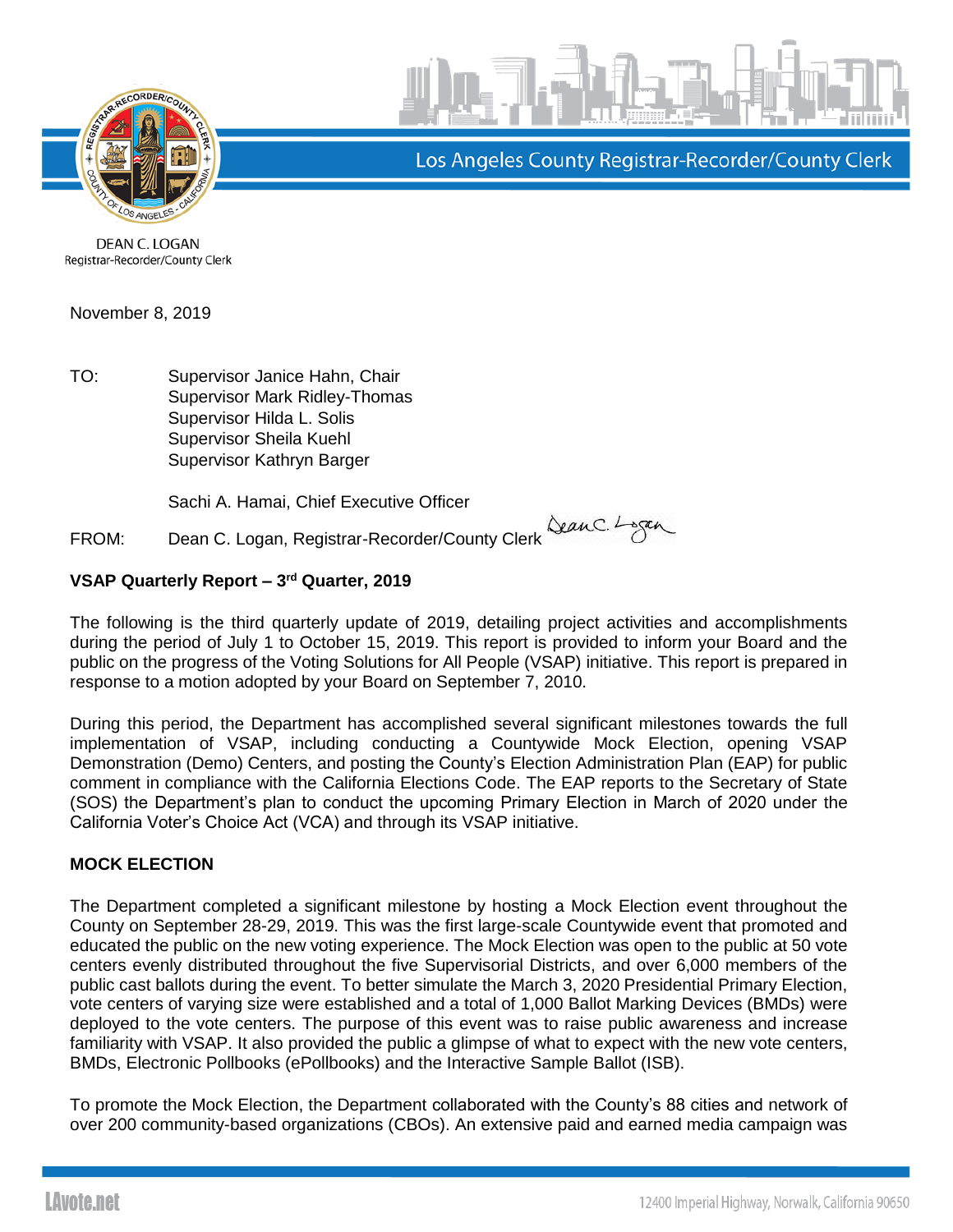Los Angeles County Registrar-Recorder/County Clerk

DEAN C. LOGAN
Registrar-Recorder/County Clerk

November 8, 2019

TO: Supervisor Janice Hahn, Chair
Supervisor Mark Ridley-Thomas
Supervisor Hilda L. Solis
Supervisor Sheila Kuehl
Supervisor Kathryn Barger

Sachi A. Hamai, Chief Executive Officer

FROM: Dean C. Logan, Registrar-Recorder/County Clerk

**VSAP Quarterly Report – 3rd Quarter, 2019**

The following is the third quarterly update of 2019, detailing project activities and accomplishments during the period of July 1 to October 15, 2019. This report is provided to inform your Board and the public on the progress of the Voting Solutions for All People (VSAP) initiative. This report is prepared in response to a motion adopted by your Board on September 7, 2010.

During this period, the Department has accomplished several significant milestones towards the full implementation of VSAP, including conducting a Countywide Mock Election, opening VSAP Demonstration (Demo) Centers, and posting the County's Election Administration Plan (EAP) for public comment in compliance with the California Elections Code. The EAP reports to the Secretary of State (SOS) the Department's plan to conduct the upcoming Primary Election in March of 2020 under the California Voter's Choice Act (VCA) and through its VSAP initiative.

**MOCK ELECTION**

The Department completed a significant milestone by hosting a Mock Election event throughout the County on September 28-29, 2019. This was the first large-scale Countywide event that promoted and educated the public on the new voting experience. The Mock Election was open to the public at 50 vote centers evenly distributed throughout the five Supervisorial Districts, and over 6,000 members of the public cast ballots during the event. To better simulate the March 3, 2020 Presidential Primary Election, vote centers of varying size were established and a total of 1,000 Ballot Marking Devices (BMDs) were deployed to the vote centers. The purpose of this event was to raise public awareness and increase familiarity with VSAP. It also provided the public a glimpse of what to expect with the new vote centers, BMDs, Electronic Pollbooks (ePollbooks) and the Interactive Sample Ballot (ISB).

To promote the Mock Election, the Department collaborated with the County's 88 cities and network of over 200 community-based organizations (CBOs). An extensive paid and earned media campaign was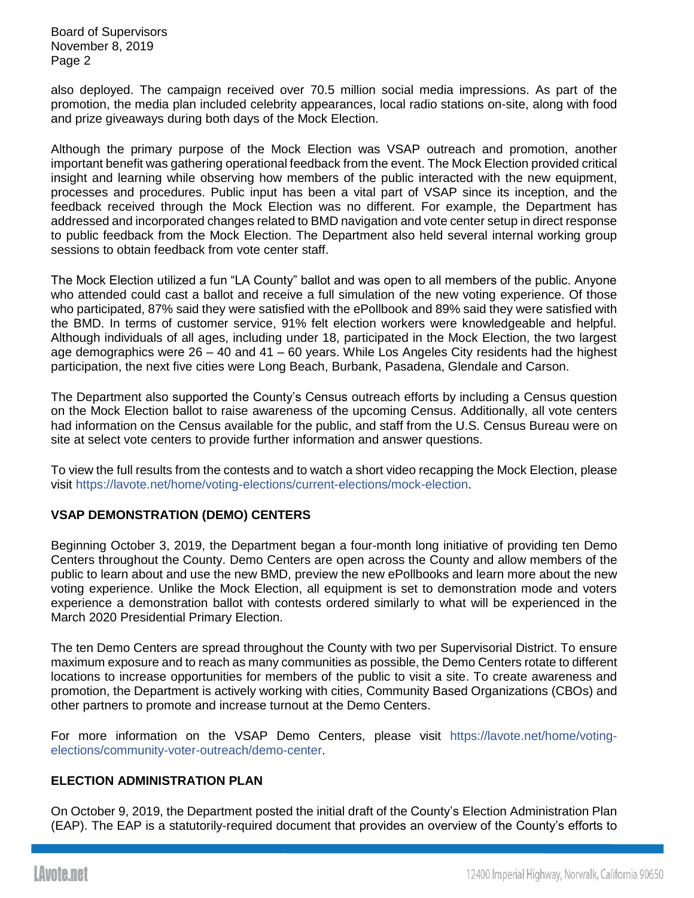also deployed. The campaign received over 70.5 million social media impressions. As part of the promotion, the media plan included celebrity appearances, local radio stations on-site, along with food and prize giveaways during both days of the Mock Election.

Although the primary purpose of the Mock Election was VSAP outreach and promotion, another important benefit was gathering operational feedback from the event. The Mock Election provided critical insight and learning while observing how members of the public interacted with the new equipment, processes and procedures. Public input has been a vital part of VSAP since its inception, and the feedback received through the Mock Election was no different. For example, the Department has addressed and incorporated changes related to BMD navigation and vote center setup in direct response to public feedback from the Mock Election. The Department also held several internal working group sessions to obtain feedback from vote center staff.

The Mock Election utilized a fun "LA County" ballot and was open to all members of the public. Anyone who attended could cast a ballot and receive a full simulation of the new voting experience. Of those who participated, 87% said they were satisfied with the ePollbook and 89% said they were satisfied with the BMD. In terms of customer service, 91% felt election workers were knowledgeable and helpful. Although individuals of all ages, including under 18, participated in the Mock Election, the two largest age demographics were 26 – 40 and 41 – 60 years. While Los Angeles City residents had the highest participation, the next five cities were Long Beach, Burbank, Pasadena, Glendale and Carson.

The Department also supported the County's Census outreach efforts by including a Census question on the Mock Election ballot to raise awareness of the upcoming Census. Additionally, all vote centers had information on the Census available for the public, and staff from the U.S. Census Bureau were on site at select vote centers to provide further information and answer questions.

To view the full results from the contests and to watch a short video recapping the Mock Election, please visit https://lavote.net/home/voting-elections/current-elections/mock-election.

## VSAP DEMONSTRATION (DEMO) CENTERS

Beginning October 3, 2019, the Department began a four-month long initiative of providing ten Demo Centers throughout the County. Demo Centers are open across the County and allow members of the public to learn about and use the new BMD, preview the new ePollbooks and learn more about the new voting experience. Unlike the Mock Election, all equipment is set to demonstration mode and voters experience a demonstration ballot with contests ordered similarly to what will be experienced in the March 2020 Presidential Primary Election.

The ten Demo Centers are spread throughout the County with two per Supervisorial District. To ensure maximum exposure and to reach as many communities as possible, the Demo Centers rotate to different locations to increase opportunities for members of the public to visit a site. To create awareness and promotion, the Department is actively working with cities, Community Based Organizations (CBOs) and other partners to promote and increase turnout at the Demo Centers.

For more information on the VSAP Demo Centers, please visit https://lavote.net/home/voting-elections/community-voter-outreach/demo-center.

## ELECTION ADMINISTRATION PLAN

On October 9, 2019, the Department posted the initial draft of the County's Election Administration Plan (EAP). The EAP is a statutorily-required document that provides an overview of the County's efforts to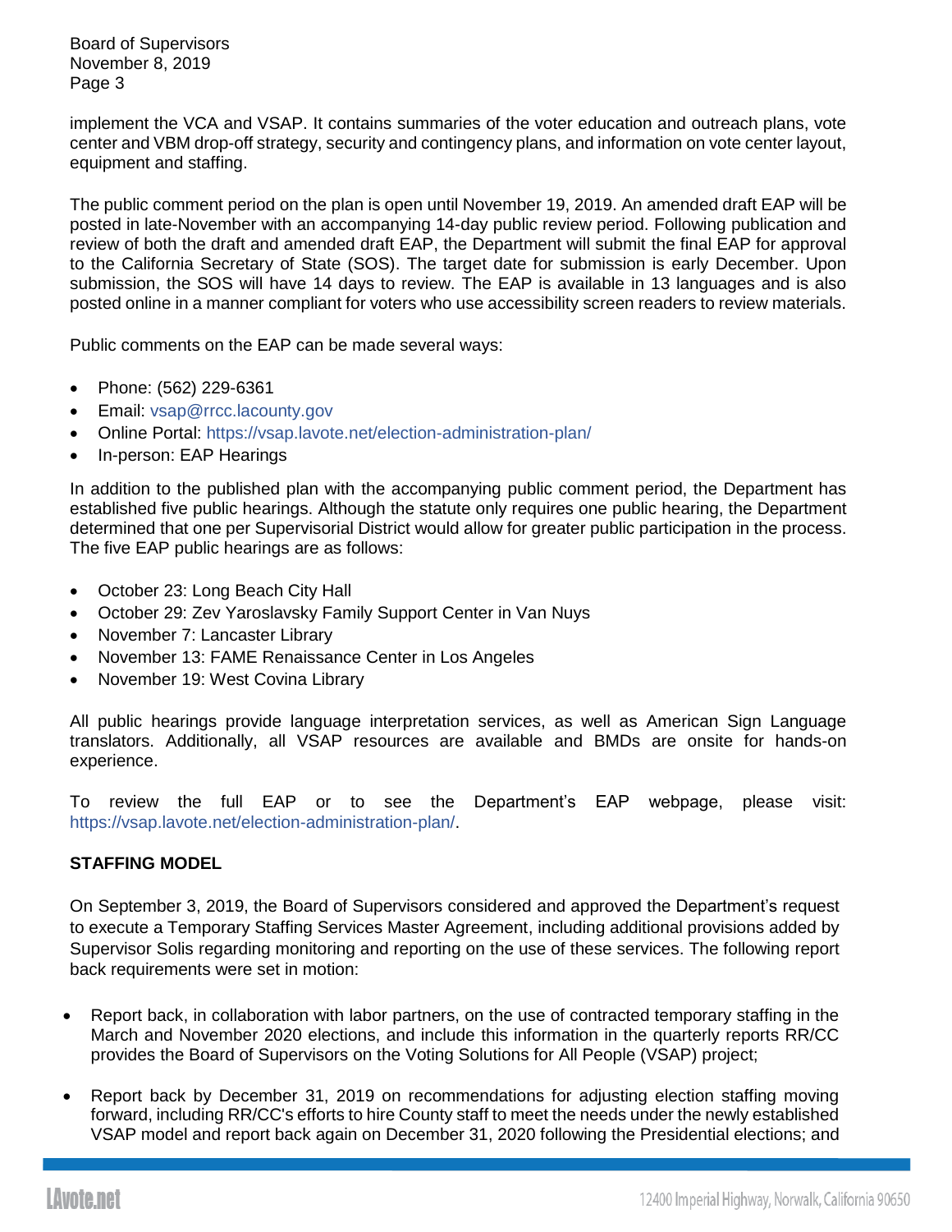implement the VCA and VSAP. It contains summaries of the voter education and outreach plans, vote center and VBM drop-off strategy, security and contingency plans, and information on vote center layout, equipment and staffing.

The public comment period on the plan is open until November 19, 2019. An amended draft EAP will be posted in late-November with an accompanying 14-day public review period. Following publication and review of both the draft and amended draft EAP, the Department will submit the final EAP for approval to the California Secretary of State (SOS). The target date for submission is early December. Upon submission, the SOS will have 14 days to review. The EAP is available in 13 languages and is also posted online in a manner compliant for voters who use accessibility screen readers to review materials.

Public comments on the EAP can be made several ways:

- Phone: (562) 229-6361
- Email: vsap@rrcc.lacounty.gov
- Online Portal: https://vsap.lavote.net/election-administration-plan/
- In-person: EAP Hearings

In addition to the published plan with the accompanying public comment period, the Department has established five public hearings. Although the statute only requires one public hearing, the Department determined that one per Supervisorial District would allow for greater public participation in the process. The five EAP public hearings are as follows:

- October 23: Long Beach City Hall
- October 29: Zev Yaroslavsky Family Support Center in Van Nuys
- November 7: Lancaster Library
- November 13: FAME Renaissance Center in Los Angeles
- November 19: West Covina Library

All public hearings provide language interpretation services, as well as American Sign Language translators. Additionally, all VSAP resources are available and BMDs are onsite for hands-on experience.

To review the full EAP or to see the Department's EAP webpage, please visit: https://vsap.lavote.net/election-administration-plan/.

## STAFFING MODEL

On September 3, 2019, the Board of Supervisors considered and approved the Department's request to execute a Temporary Staffing Services Master Agreement, including additional provisions added by Supervisor Solis regarding monitoring and reporting on the use of these services. The following report back requirements were set in motion:

- Report back, in collaboration with labor partners, on the use of contracted temporary staffing in the March and November 2020 elections, and include this information in the quarterly reports RR/CC provides the Board of Supervisors on the Voting Solutions for All People (VSAP) project;

- Report back by December 31, 2019 on recommendations for adjusting election staffing moving forward, including RR/CC's efforts to hire County staff to meet the needs under the newly established VSAP model and report back again on December 31, 2020 following the Presidential elections; and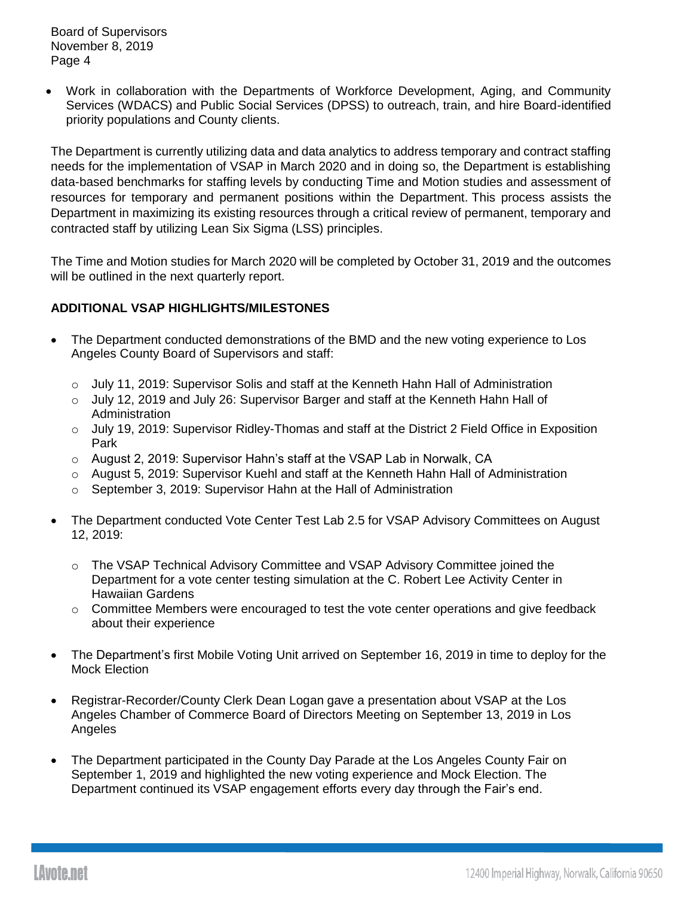- Work in collaboration with the Departments of Workforce Development, Aging, and Community Services (WDACS) and Public Social Services (DPSS) to outreach, train, and hire Board-identified priority populations and County clients.

The Department is currently utilizing data and data analytics to address temporary and contract staffing needs for the implementation of VSAP in March 2020 and in doing so, the Department is establishing data-based benchmarks for staffing levels by conducting Time and Motion studies and assessment of resources for temporary and permanent positions within the Department. This process assists the Department in maximizing its existing resources through a critical review of permanent, temporary and contracted staff by utilizing Lean Six Sigma (LSS) principles.

The Time and Motion studies for March 2020 will be completed by October 31, 2019 and the outcomes will be outlined in the next quarterly report.

**ADDITIONAL VSAP HIGHLIGHTS/MILESTONES**

- The Department conducted demonstrations of the BMD and the new voting experience to Los Angeles County Board of Supervisors and staff:
  - July 11, 2019: Supervisor Solis and staff at the Kenneth Hahn Hall of Administration
  - July 12, 2019 and July 26: Supervisor Barger and staff at the Kenneth Hahn Hall of Administration
  - July 19, 2019: Supervisor Ridley-Thomas and staff at the District 2 Field Office in Exposition Park
  - August 2, 2019: Supervisor Hahn's staff at the VSAP Lab in Norwalk, CA
  - August 5, 2019: Supervisor Kuehl and staff at the Kenneth Hahn Hall of Administration
  - September 3, 2019: Supervisor Hahn at the Hall of Administration

- The Department conducted Vote Center Test Lab 2.5 for VSAP Advisory Committees on August 12, 2019:
  - The VSAP Technical Advisory Committee and VSAP Advisory Committee joined the Department for a vote center testing simulation at the C. Robert Lee Activity Center in Hawaiian Gardens
  - Committee Members were encouraged to test the vote center operations and give feedback about their experience

- The Department's first Mobile Voting Unit arrived on September 16, 2019 in time to deploy for the Mock Election

- Registrar-Recorder/County Clerk Dean Logan gave a presentation about VSAP at the Los Angeles Chamber of Commerce Board of Directors Meeting on September 13, 2019 in Los Angeles

- The Department participated in the County Day Parade at the Los Angeles County Fair on September 1, 2019 and highlighted the new voting experience and Mock Election. The Department continued its VSAP engagement efforts every day through the Fair's end.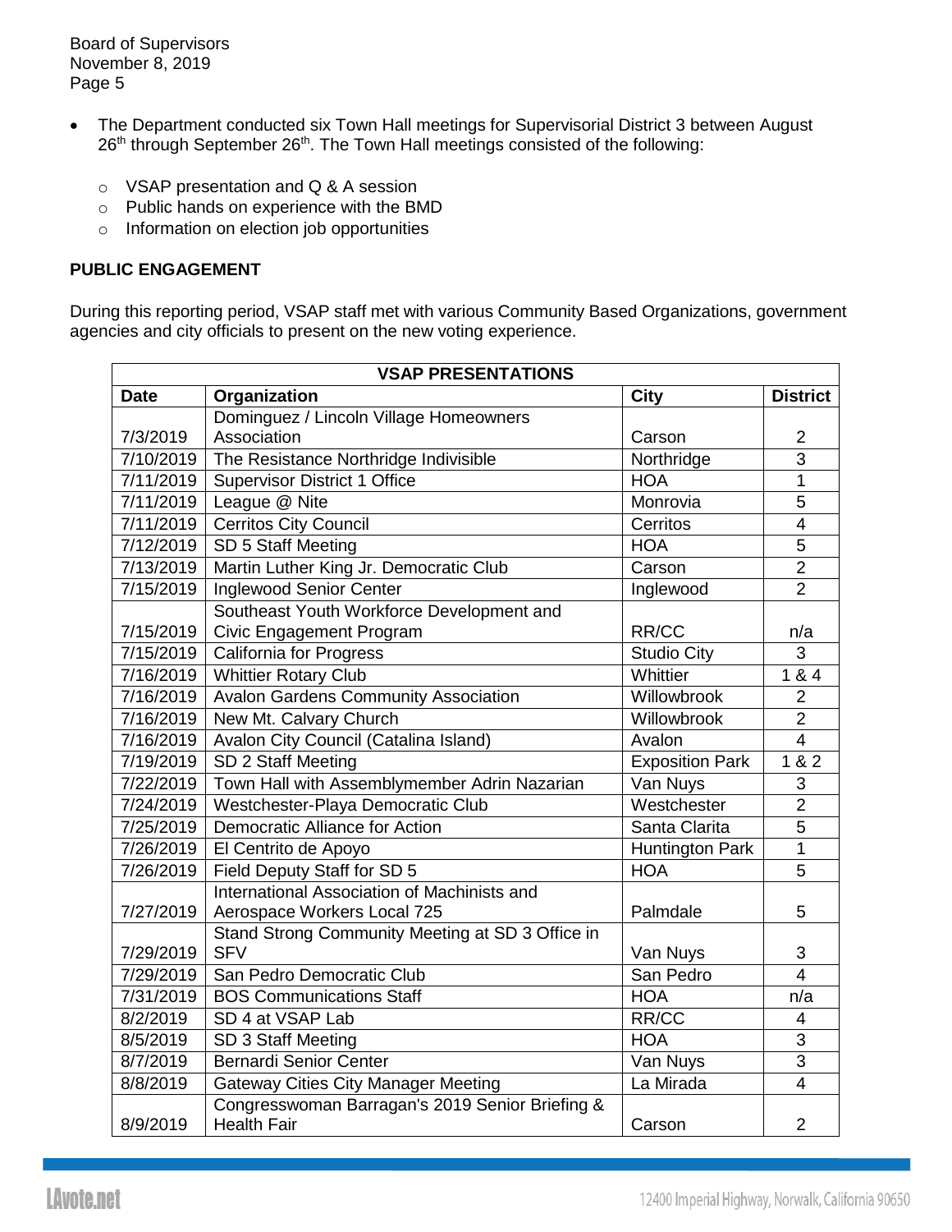- The Department conducted six Town Hall meetings for Supervisorial District 3 between August 26th through September 26th. The Town Hall meetings consisted of the following:
  - VSAP presentation and Q & A session
  - Public hands on experience with the BMD
  - Information on election job opportunities

**PUBLIC ENGAGEMENT**

During this reporting period, VSAP staff met with various Community Based Organizations, government agencies and city officials to present on the new voting experience.

| VSAP PRESENTATIONS | | | |
|---|---|---|---|
| **Date** | **Organization** | **City** | **District** |
| 7/3/2019 | Dominguez / Lincoln Village Homeowners Association | Carson | 2 |
| 7/10/2019 | The Resistance Northridge Indivisible | Northridge | 3 |
| 7/11/2019 | Supervisor District 1 Office | HOA | 1 |
| 7/11/2019 | League @ Nite | Monrovia | 5 |
| 7/11/2019 | Cerritos City Council | Cerritos | 4 |
| 7/12/2019 | SD 5 Staff Meeting | HOA | 5 |
| 7/13/2019 | Martin Luther King Jr. Democratic Club | Carson | 2 |
| 7/15/2019 | Inglewood Senior Center | Inglewood | 2 |
| 7/15/2019 | Southeast Youth Workforce Development and Civic Engagement Program | RR/CC | n/a |
| 7/15/2019 | California for Progress | Studio City | 3 |
| 7/16/2019 | Whittier Rotary Club | Whittier | 1 & 4 |
| 7/16/2019 | Avalon Gardens Community Association | Willowbrook | 2 |
| 7/16/2019 | New Mt. Calvary Church | Willowbrook | 2 |
| 7/16/2019 | Avalon City Council (Catalina Island) | Avalon | 4 |
| 7/19/2019 | SD 2 Staff Meeting | Exposition Park | 1 & 2 |
| 7/22/2019 | Town Hall with Assemblymember Adrin Nazarian | Van Nuys | 3 |
| 7/24/2019 | Westchester-Playa Democratic Club | Westchester | 2 |
| 7/25/2019 | Democratic Alliance for Action | Santa Clarita | 5 |
| 7/26/2019 | El Centrito de Apoyo | Huntington Park | 1 |
| 7/26/2019 | Field Deputy Staff for SD 5 | HOA | 5 |
| 7/27/2019 | International Association of Machinists and Aerospace Workers Local 725 | Palmdale | 5 |
| 7/29/2019 | Stand Strong Community Meeting at SD 3 Office in SFV | Van Nuys | 3 |
| 7/29/2019 | San Pedro Democratic Club | San Pedro | 4 |
| 7/31/2019 | BOS Communications Staff | HOA | n/a |
| 8/2/2019 | SD 4 at VSAP Lab | RR/CC | 4 |
| 8/5/2019 | SD 3 Staff Meeting | HOA | 3 |
| 8/7/2019 | Bernardi Senior Center | Van Nuys | 3 |
| 8/8/2019 | Gateway Cities City Manager Meeting | La Mirada | 4 |
| 8/9/2019 | Congresswoman Barragan's 2019 Senior Briefing & Health Fair | Carson | 2 |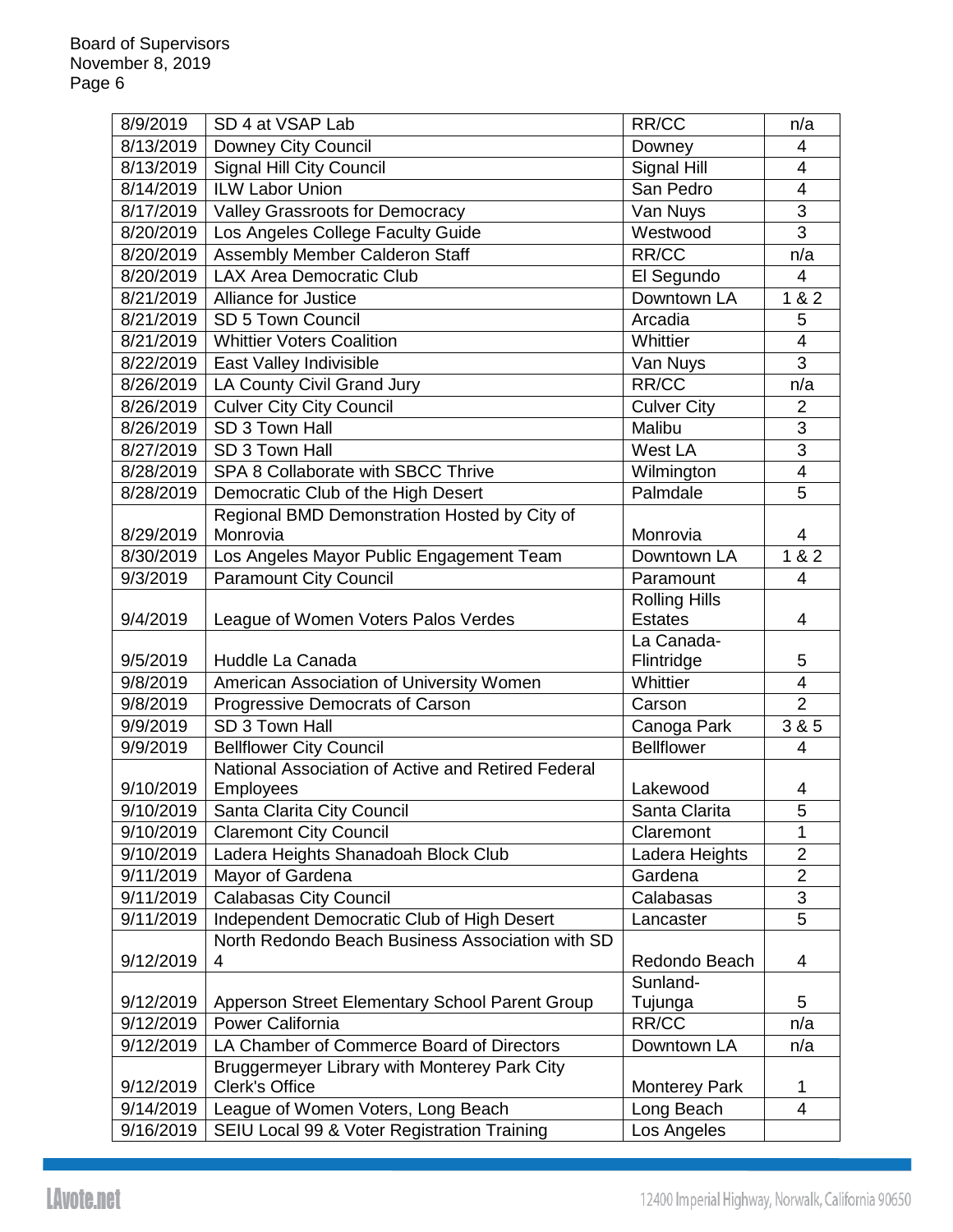| | | | |
|---|---|---|---|
| 8/9/2019 | SD 4 at VSAP Lab | RR/CC | n/a |
| 8/13/2019 | Downey City Council | Downey | 4 |
| 8/13/2019 | Signal Hill City Council | Signal Hill | 4 |
| 8/14/2019 | ILW Labor Union | San Pedro | 4 |
| 8/17/2019 | Valley Grassroots for Democracy | Van Nuys | 3 |
| 8/20/2019 | Los Angeles College Faculty Guide | Westwood | 3 |
| 8/20/2019 | Assembly Member Calderon Staff | RR/CC | n/a |
| 8/20/2019 | LAX Area Democratic Club | El Segundo | 4 |
| 8/21/2019 | Alliance for Justice | Downtown LA | 1 & 2 |
| 8/21/2019 | SD 5 Town Council | Arcadia | 5 |
| 8/21/2019 | Whittier Voters Coalition | Whittier | 4 |
| 8/22/2019 | East Valley Indivisible | Van Nuys | 3 |
| 8/26/2019 | LA County Civil Grand Jury | RR/CC | n/a |
| 8/26/2019 | Culver City City Council | Culver City | 2 |
| 8/26/2019 | SD 3 Town Hall | Malibu | 3 |
| 8/27/2019 | SD 3 Town Hall | West LA | 3 |
| 8/28/2019 | SPA 8 Collaborate with SBCC Thrive | Wilmington | 4 |
| 8/28/2019 | Democratic Club of the High Desert | Palmdale | 5 |
| 8/29/2019 | Regional BMD Demonstration Hosted by City of Monrovia | Monrovia | 4 |
| 8/30/2019 | Los Angeles Mayor Public Engagement Team | Downtown LA | 1 & 2 |
| 9/3/2019 | Paramount City Council | Paramount | 4 |
| 9/4/2019 | League of Women Voters Palos Verdes | Rolling Hills Estates | 4 |
| 9/5/2019 | Huddle La Canada | La Canada-Flintridge | 5 |
| 9/8/2019 | American Association of University Women | Whittier | 4 |
| 9/8/2019 | Progressive Democrats of Carson | Carson | 2 |
| 9/9/2019 | SD 3 Town Hall | Canoga Park | 3 & 5 |
| 9/9/2019 | Bellflower City Council | Bellflower | 4 |
| 9/10/2019 | National Association of Active and Retired Federal Employees | Lakewood | 4 |
| 9/10/2019 | Santa Clarita City Council | Santa Clarita | 5 |
| 9/10/2019 | Claremont City Council | Claremont | 1 |
| 9/10/2019 | Ladera Heights Shanadoah Block Club | Ladera Heights | 2 |
| 9/11/2019 | Mayor of Gardena | Gardena | 2 |
| 9/11/2019 | Calabasas City Council | Calabasas | 3 |
| 9/11/2019 | Independent Democratic Club of High Desert | Lancaster | 5 |
| 9/12/2019 | North Redondo Beach Business Association with SD 4 | Redondo Beach | 4 |
| 9/12/2019 | Apperson Street Elementary School Parent Group | Sunland-Tujunga | 5 |
| 9/12/2019 | Power California | RR/CC | n/a |
| 9/12/2019 | LA Chamber of Commerce Board of Directors | Downtown LA | n/a |
| 9/12/2019 | Bruggermeyer Library with Monterey Park City Clerk's Office | Monterey Park | 1 |
| 9/14/2019 | League of Women Voters, Long Beach | Long Beach | 4 |
| 9/16/2019 | SEIU Local 99 & Voter Registration Training | Los Angeles | |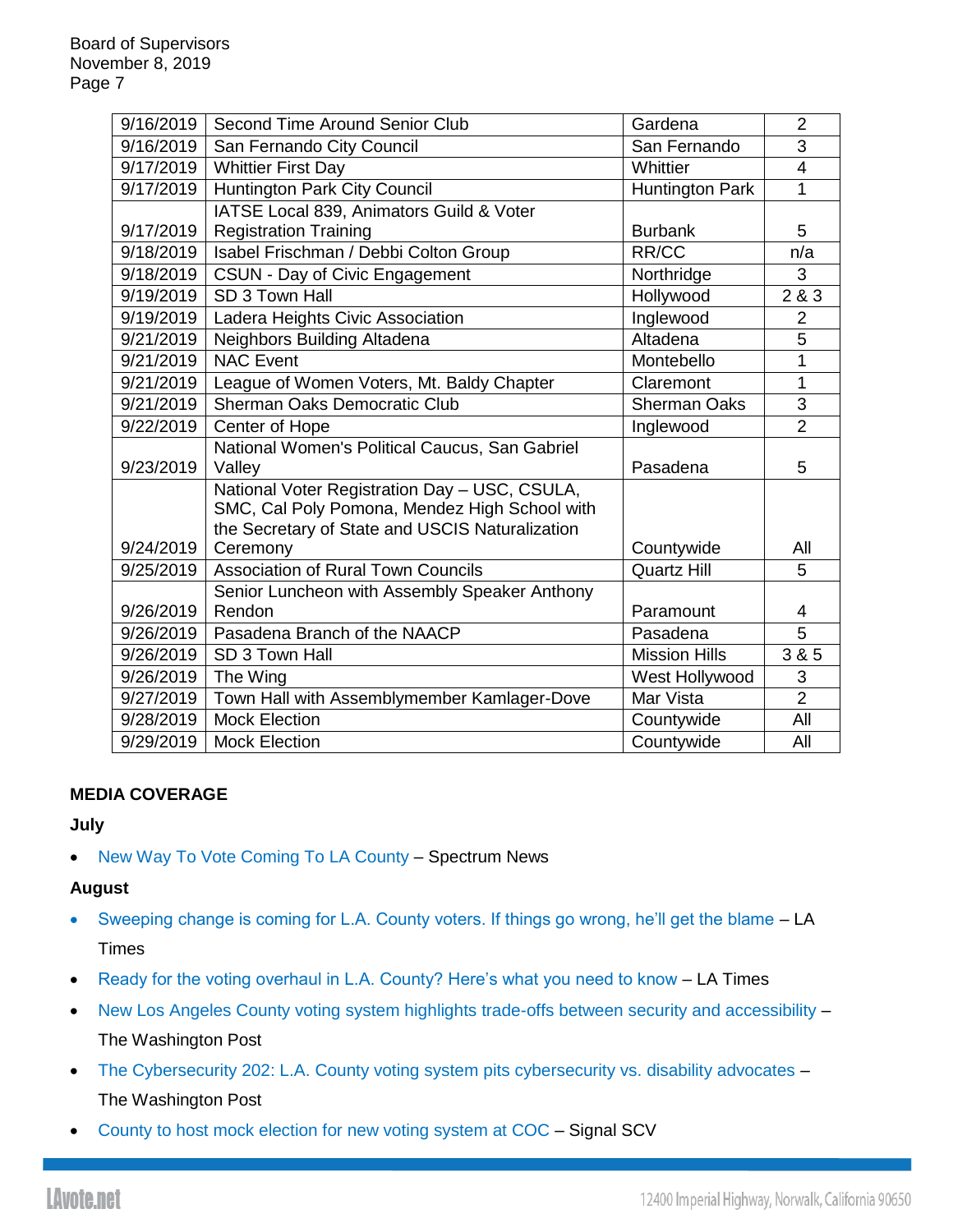| 9/16/2019 | Second Time Around Senior Club | Gardena | 2 |
|---|---|---|---|
| 9/16/2019 | San Fernando City Council | San Fernando | 3 |
| 9/17/2019 | Whittier First Day | Whittier | 4 |
| 9/17/2019 | Huntington Park City Council | Huntington Park | 1 |
| 9/17/2019 | IATSE Local 839, Animators Guild & Voter Registration Training | Burbank | 5 |
| 9/18/2019 | Isabel Frischman / Debbi Colton Group | RR/CC | n/a |
| 9/18/2019 | CSUN - Day of Civic Engagement | Northridge | 3 |
| 9/19/2019 | SD 3 Town Hall | Hollywood | 2 & 3 |
| 9/19/2019 | Ladera Heights Civic Association | Inglewood | 2 |
| 9/21/2019 | Neighbors Building Altadena | Altadena | 5 |
| 9/21/2019 | NAC Event | Montebello | 1 |
| 9/21/2019 | League of Women Voters, Mt. Baldy Chapter | Claremont | 1 |
| 9/21/2019 | Sherman Oaks Democratic Club | Sherman Oaks | 3 |
| 9/22/2019 | Center of Hope | Inglewood | 2 |
| 9/23/2019 | National Women's Political Caucus, San Gabriel Valley | Pasadena | 5 |
| 9/24/2019 | National Voter Registration Day – USC, CSULA, SMC, Cal Poly Pomona, Mendez High School with the Secretary of State and USCIS Naturalization Ceremony | Countywide | All |
| 9/25/2019 | Association of Rural Town Councils | Quartz Hill | 5 |
| 9/26/2019 | Senior Luncheon with Assembly Speaker Anthony Rendon | Paramount | 4 |
| 9/26/2019 | Pasadena Branch of the NAACP | Pasadena | 5 |
| 9/26/2019 | SD 3 Town Hall | Mission Hills | 3 & 5 |
| 9/26/2019 | The Wing | West Hollywood | 3 |
| 9/27/2019 | Town Hall with Assemblymember Kamlager-Dove | Mar Vista | 2 |
| 9/28/2019 | Mock Election | Countywide | All |
| 9/29/2019 | Mock Election | Countywide | All |

## MEDIA COVERAGE

### July

- New Way To Vote Coming To LA County – Spectrum News

### August

- Sweeping change is coming for L.A. County voters. If things go wrong, he'll get the blame – LA Times
- Ready for the voting overhaul in L.A. County? Here's what you need to know – LA Times
- New Los Angeles County voting system highlights trade-offs between security and accessibility – The Washington Post
- The Cybersecurity 202: L.A. County voting system pits cybersecurity vs. disability advocates – The Washington Post
- County to host mock election for new voting system at COC – Signal SCV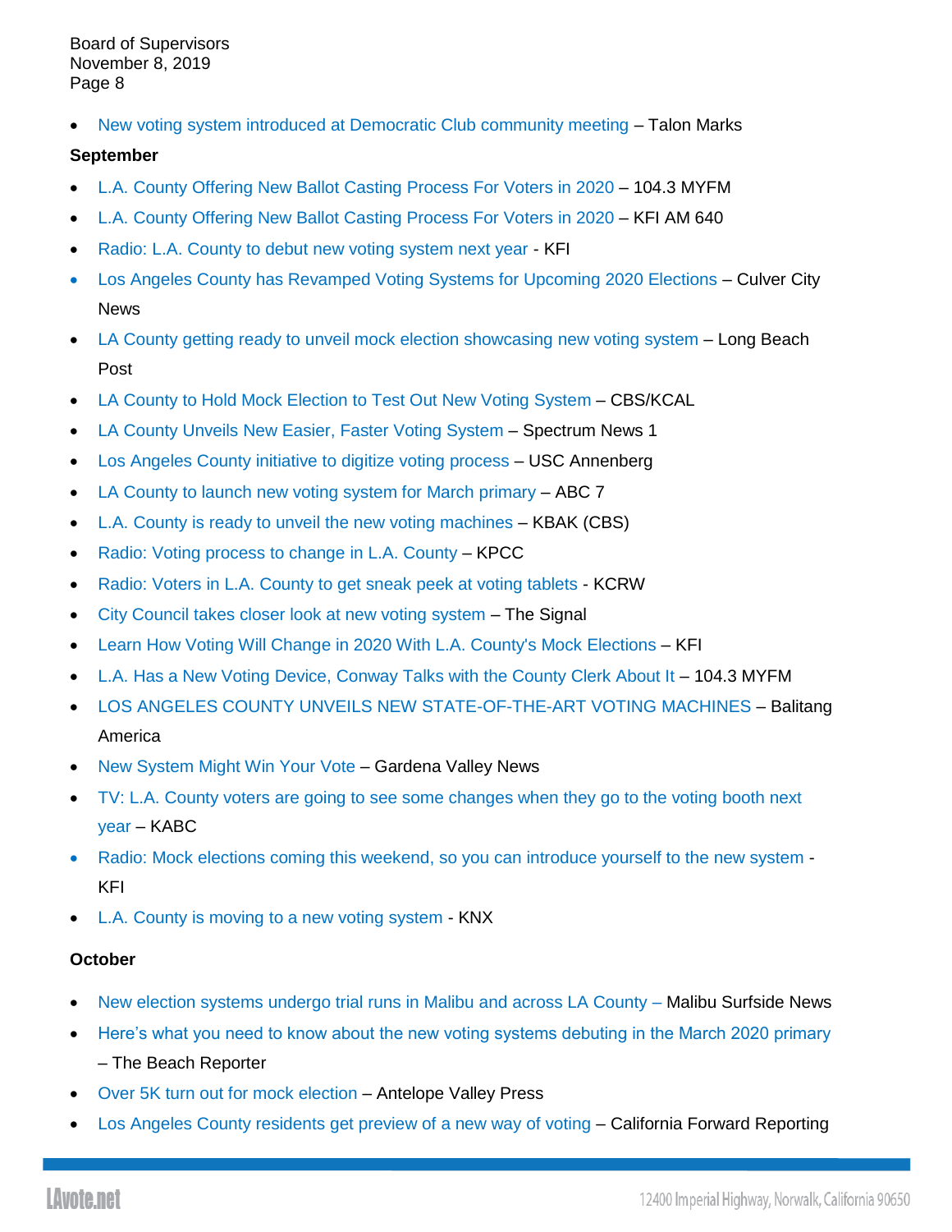- New voting system introduced at Democratic Club community meeting – Talon Marks

**September**

- L.A. County Offering New Ballot Casting Process For Voters in 2020 – 104.3 MYFM
- L.A. County Offering New Ballot Casting Process For Voters in 2020 – KFI AM 640
- Radio: L.A. County to debut new voting system next year - KFI
- Los Angeles County has Revamped Voting Systems for Upcoming 2020 Elections – Culver City News
- LA County getting ready to unveil mock election showcasing new voting system – Long Beach Post
- LA County to Hold Mock Election to Test Out New Voting System – CBS/KCAL
- LA County Unveils New Easier, Faster Voting System – Spectrum News 1
- Los Angeles County initiative to digitize voting process – USC Annenberg
- LA County to launch new voting system for March primary – ABC 7
- L.A. County is ready to unveil the new voting machines – KBAK (CBS)
- Radio: Voting process to change in L.A. County – KPCC
- Radio: Voters in L.A. County to get sneak peek at voting tablets - KCRW
- City Council takes closer look at new voting system – The Signal
- Learn How Voting Will Change in 2020 With L.A. County's Mock Elections – KFI
- L.A. Has a New Voting Device, Conway Talks with the County Clerk About It – 104.3 MYFM
- LOS ANGELES COUNTY UNVEILS NEW STATE-OF-THE-ART VOTING MACHINES – Balitang America
- New System Might Win Your Vote – Gardena Valley News
- TV: L.A. County voters are going to see some changes when they go to the voting booth next year – KABC
- Radio: Mock elections coming this weekend, so you can introduce yourself to the new system - KFI
- L.A. County is moving to a new voting system - KNX

**October**

- New election systems undergo trial runs in Malibu and across LA County – Malibu Surfside News
- Here's what you need to know about the new voting systems debuting in the March 2020 primary – The Beach Reporter
- Over 5K turn out for mock election – Antelope Valley Press
- Los Angeles County residents get preview of a new way of voting – California Forward Reporting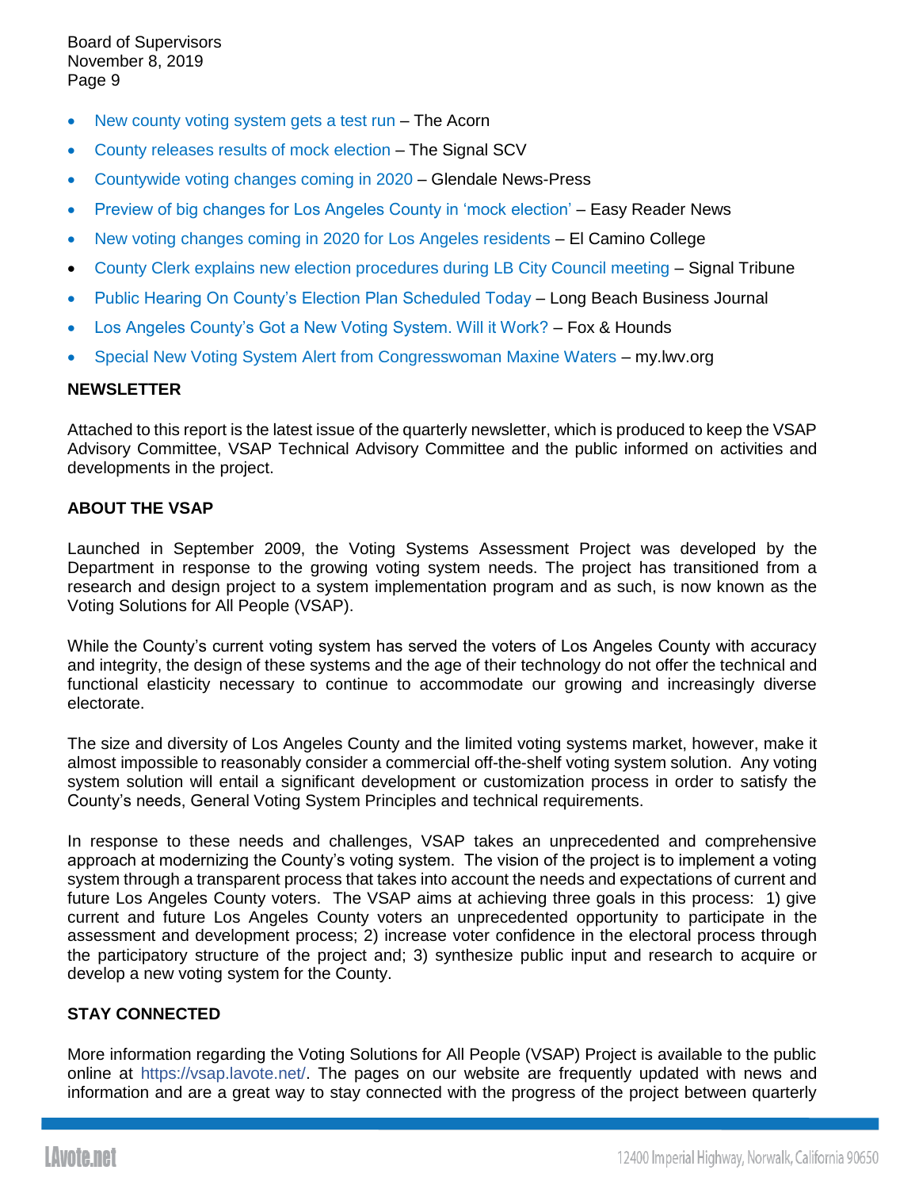- New county voting system gets a test run – The Acorn
- County releases results of mock election – The Signal SCV
- Countywide voting changes coming in 2020 – Glendale News-Press
- Preview of big changes for Los Angeles County in 'mock election' – Easy Reader News
- New voting changes coming in 2020 for Los Angeles residents – El Camino College
- County Clerk explains new election procedures during LB City Council meeting – Signal Tribune
- Public Hearing On County's Election Plan Scheduled Today – Long Beach Business Journal
- Los Angeles County's Got a New Voting System. Will it Work? – Fox & Hounds
- Special New Voting System Alert from Congresswoman Maxine Waters – my.lwv.org

**NEWSLETTER**

Attached to this report is the latest issue of the quarterly newsletter, which is produced to keep the VSAP Advisory Committee, VSAP Technical Advisory Committee and the public informed on activities and developments in the project.

**ABOUT THE VSAP**

Launched in September 2009, the Voting Systems Assessment Project was developed by the Department in response to the growing voting system needs. The project has transitioned from a research and design project to a system implementation program and as such, is now known as the Voting Solutions for All People (VSAP).

While the County's current voting system has served the voters of Los Angeles County with accuracy and integrity, the design of these systems and the age of their technology do not offer the technical and functional elasticity necessary to continue to accommodate our growing and increasingly diverse electorate.

The size and diversity of Los Angeles County and the limited voting systems market, however, make it almost impossible to reasonably consider a commercial off-the-shelf voting system solution. Any voting system solution will entail a significant development or customization process in order to satisfy the County's needs, General Voting System Principles and technical requirements.

In response to these needs and challenges, VSAP takes an unprecedented and comprehensive approach at modernizing the County's voting system. The vision of the project is to implement a voting system through a transparent process that takes into account the needs and expectations of current and future Los Angeles County voters. The VSAP aims at achieving three goals in this process: 1) give current and future Los Angeles County voters an unprecedented opportunity to participate in the assessment and development process; 2) increase voter confidence in the electoral process through the participatory structure of the project and; 3) synthesize public input and research to acquire or develop a new voting system for the County.

**STAY CONNECTED**

More information regarding the Voting Solutions for All People (VSAP) Project is available to the public online at https://vsap.lavote.net/. The pages on our website are frequently updated with news and information and are a great way to stay connected with the progress of the project between quarterly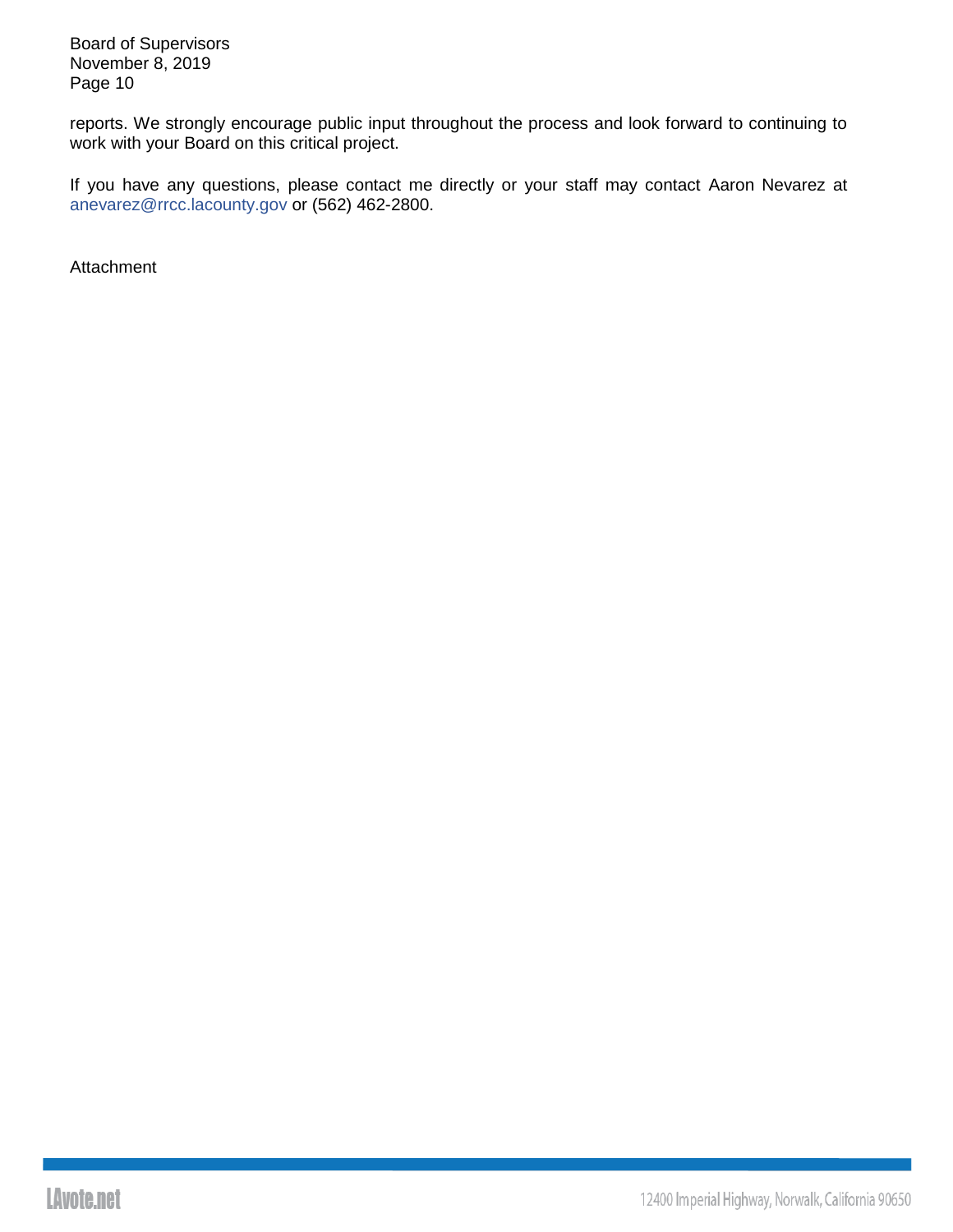reports. We strongly encourage public input throughout the process and look forward to continuing to work with your Board on this critical project.

If you have any questions, please contact me directly or your staff may contact Aaron Nevarez at anevarez@rrcc.lacounty.gov or (562) 462-2800.

Attachment